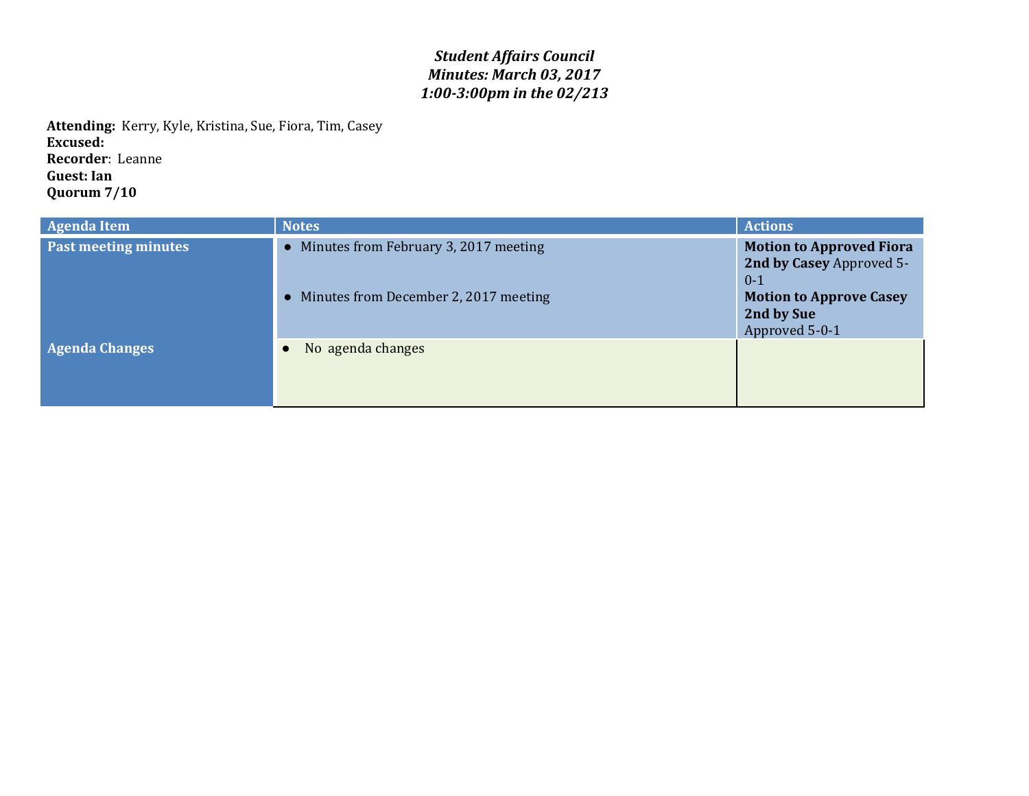*__Student Affairs Council__*
*__Minutes: March 03, 2017__*
*__1:00-3:00pm in the 02/213__*

**Attending:** Kerry, Kyle, Kristina, Sue, Fiora, Tim, Casey
**Excused:**
**Recorder**: Leanne
**Guest: Ian**
**Quorum 7/10**

| Agenda Item | Notes | Actions |
|---|---|---|
| **Past meeting minutes** | • Minutes from February 3, 2017 meeting<br><br>• Minutes from December 2, 2017 meeting | **Motion to Approved Fiora 2nd by Casey** Approved 5-0-1<br>**Motion to Approve Casey 2nd by Sue** Approved 5-0-1 |
| **Agenda Changes** | • No agenda changes | |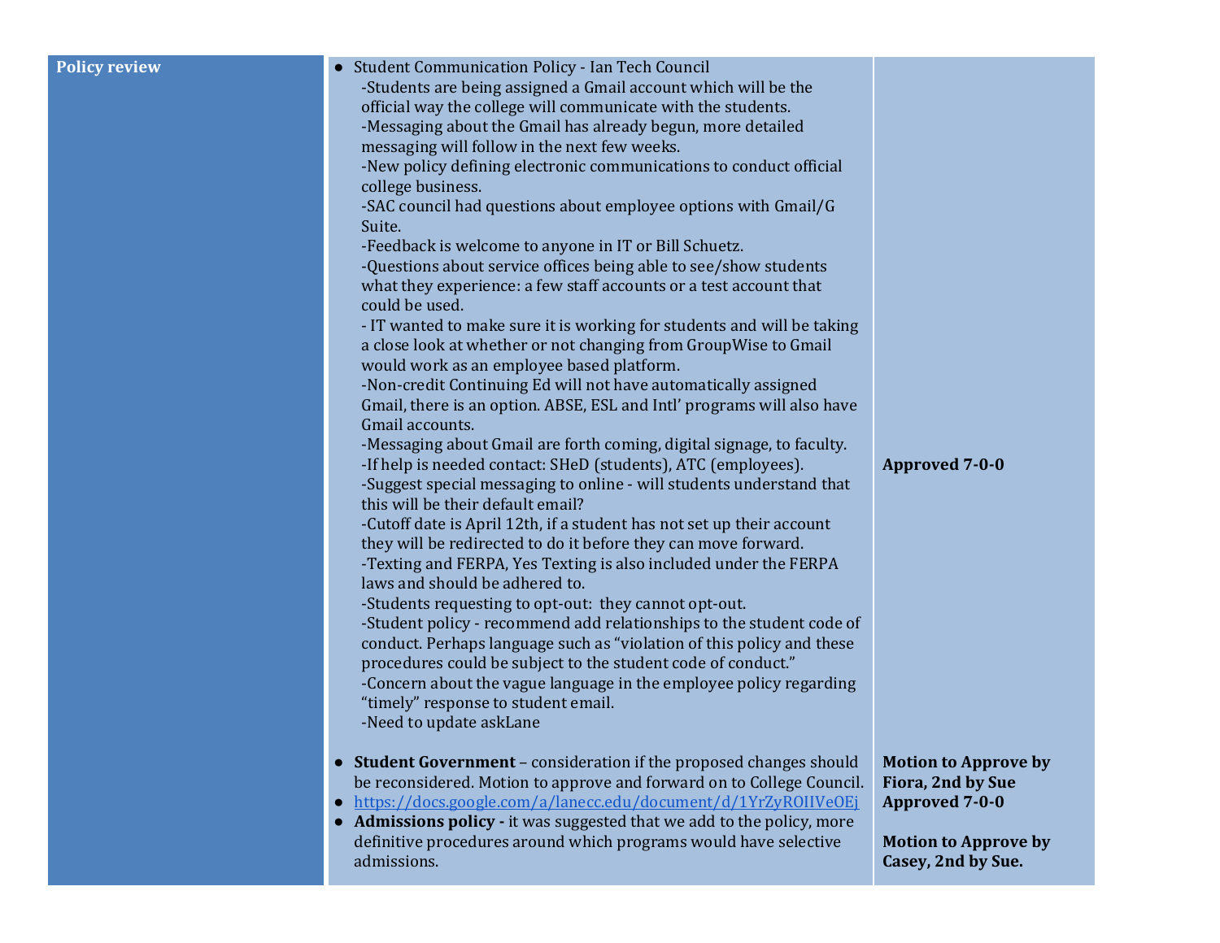| **Policy review** | ● Student Communication Policy - Ian Tech Council<br>-Students are being assigned a Gmail account which will be the official way the college will communicate with the students.<br>-Messaging about the Gmail has already begun, more detailed messaging will follow in the next few weeks.<br>-New policy defining electronic communications to conduct official college business.<br>-SAC council had questions about employee options with Gmail/G Suite.<br>-Feedback is welcome to anyone in IT or Bill Schuetz.<br>-Questions about service offices being able to see/show students what they experience: a few staff accounts or a test account that could be used.<br>- IT wanted to make sure it is working for students and will be taking a close look at whether or not changing from GroupWise to Gmail would work as an employee based platform.<br>-Non-credit Continuing Ed will not have automatically assigned Gmail, there is an option. ABSE, ESL and Intl' programs will also have Gmail accounts.<br>-Messaging about Gmail are forth coming, digital signage, to faculty.<br>-If help is needed contact: SHeD (students), ATC (employees).<br>-Suggest special messaging to online - will students understand that this will be their default email?<br>-Cutoff date is April 12th, if a student has not set up their account they will be redirected to do it before they can move forward.<br>-Texting and FERPA, Yes Texting is also included under the FERPA laws and should be adhered to.<br>-Students requesting to opt-out: they cannot opt-out.<br>-Student policy - recommend add relationships to the student code of conduct. Perhaps language such as "violation of this policy and these procedures could be subject to the student code of conduct."<br>-Concern about the vague language in the employee policy regarding "timely" response to student email.<br>-Need to update askLane | **Approved 7-0-0** |
| | ● **Student Government** – consideration if the proposed changes should be reconsidered. Motion to approve and forward on to College Council.<br>● https://docs.google.com/a/lanecc.edu/document/d/1YrZyROIIVeOEj<br>● **Admissions policy -** it was suggested that we add to the policy, more definitive procedures around which programs would have selective admissions. | **Motion to Approve by Fiora, 2nd by Sue Approved 7-0-0**<br><br>**Motion to Approve by Casey, 2nd by Sue.** |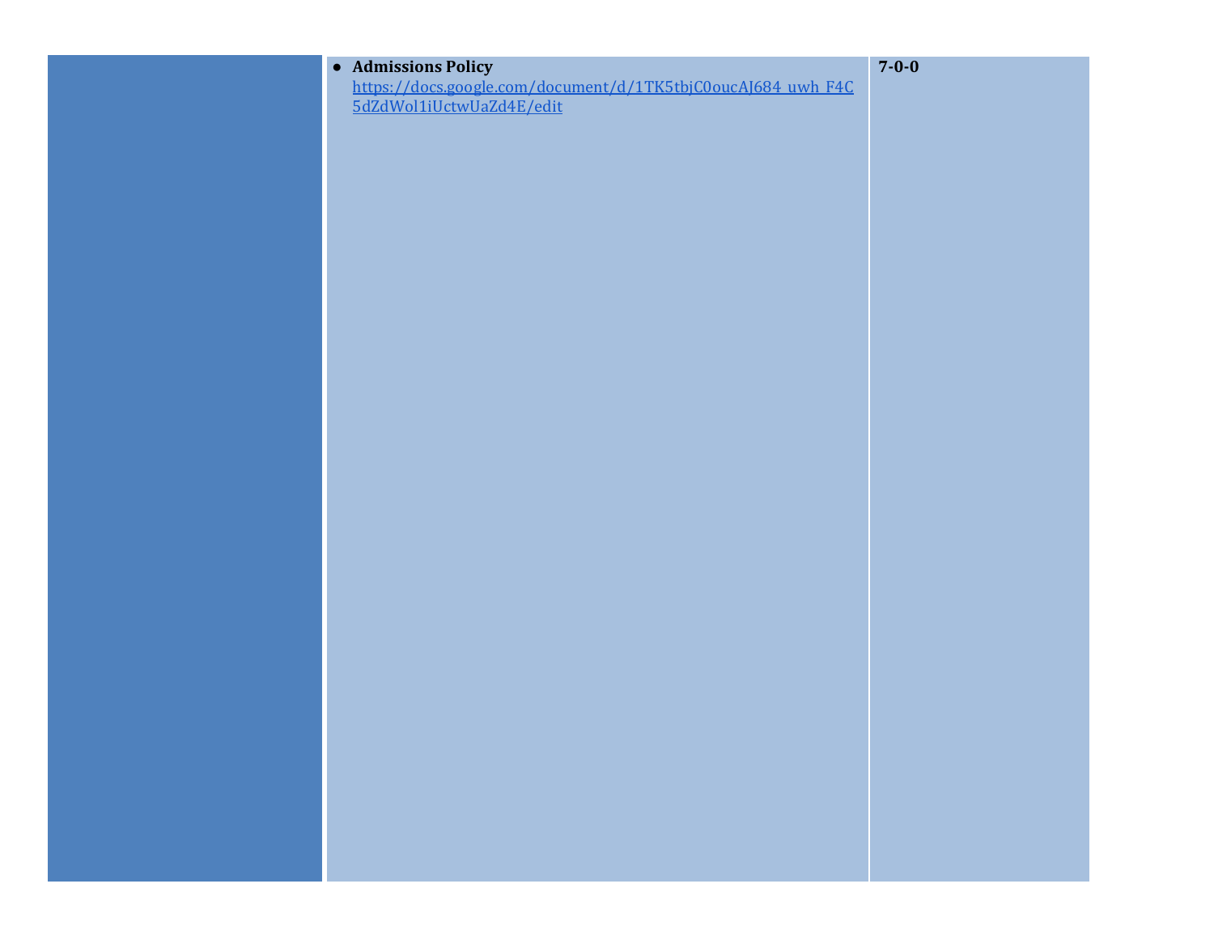| | | |
|---|---|---|
| | • **Admissions Policy** https://docs.google.com/document/d/1TK5tbjC0oucAJ684_uwh_F4C5dZdWol1iUctwUaZd4E/edit | **7-0-0** |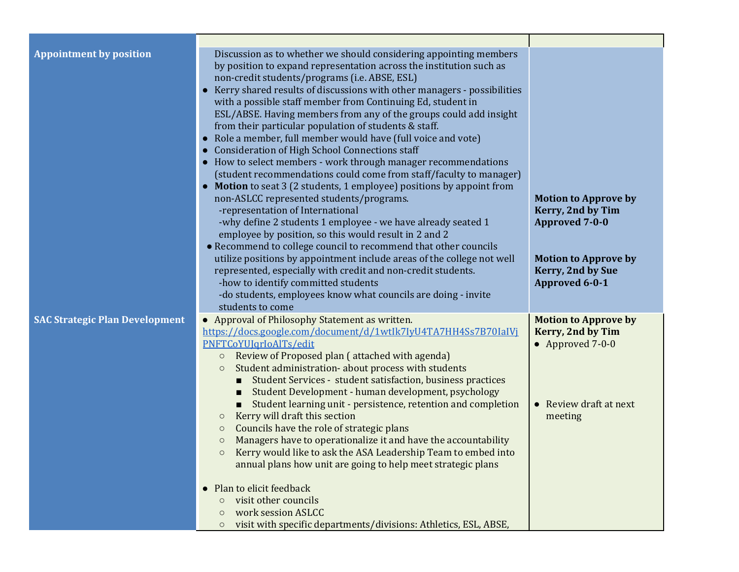| | | |
|---|---|---|
| **Appointment by position** | Discussion as to whether we should considering appointing members by position to expand representation across the institution such as non-credit students/programs (i.e. ABSE, ESL)<br>● Kerry shared results of discussions with other managers - possibilities with a possible staff member from Continuing Ed, student in ESL/ABSE. Having members from any of the groups could add insight from their particular population of students & staff.<br>● Role a member, full member would have (full voice and vote)<br>● Consideration of High School Connections staff<br>● How to select members - work through manager recommendations (student recommendations could come from staff/faculty to manager)<br>● **Motion** to seat 3 (2 students, 1 employee) positions by appoint from non-ASLCC represented students/programs.<br>-representation of International<br>-why define 2 students 1 employee - we have already seated 1 employee by position, so this would result in 2 and 2<br>● Recommend to college council to recommend that other councils utilize positions by appointment include areas of the college not well represented, especially with credit and non-credit students.<br>-how to identify committed students<br>-do students, employees know what councils are doing - invite students to come | **Motion to Approve by Kerry, 2nd by Tim Approved 7-0-0**<br><br>**Motion to Approve by Kerry, 2nd by Sue Approved 6-0-1** |
| **SAC Strategic Plan Development** | ● Approval of Philosophy Statement as written.<br>https://docs.google.com/document/d/1wtIk7IyU4TA7HH4Ss7B70IaIVjPNFTCoYUJqrIoAlTs/edit<br>○ Review of Proposed plan ( attached with agenda)<br>○ Student administration- about process with students<br>■ Student Services - student satisfaction, business practices<br>■ Student Development - human development, psychology<br>■ Student learning unit - persistence, retention and completion<br>○ Kerry will draft this section<br>○ Councils have the role of strategic plans<br>○ Managers have to operationalize it and have the accountability<br>○ Kerry would like to ask the ASA Leadership Team to embed into annual plans how unit are going to help meet strategic plans<br><br>● Plan to elicit feedback<br>○ visit other councils<br>○ work session ASLCC<br>○ visit with specific departments/divisions: Athletics, ESL, ABSE, | **Motion to Approve by Kerry, 2nd by Tim**<br>● Approved 7-0-0<br><br>● Review draft at next meeting |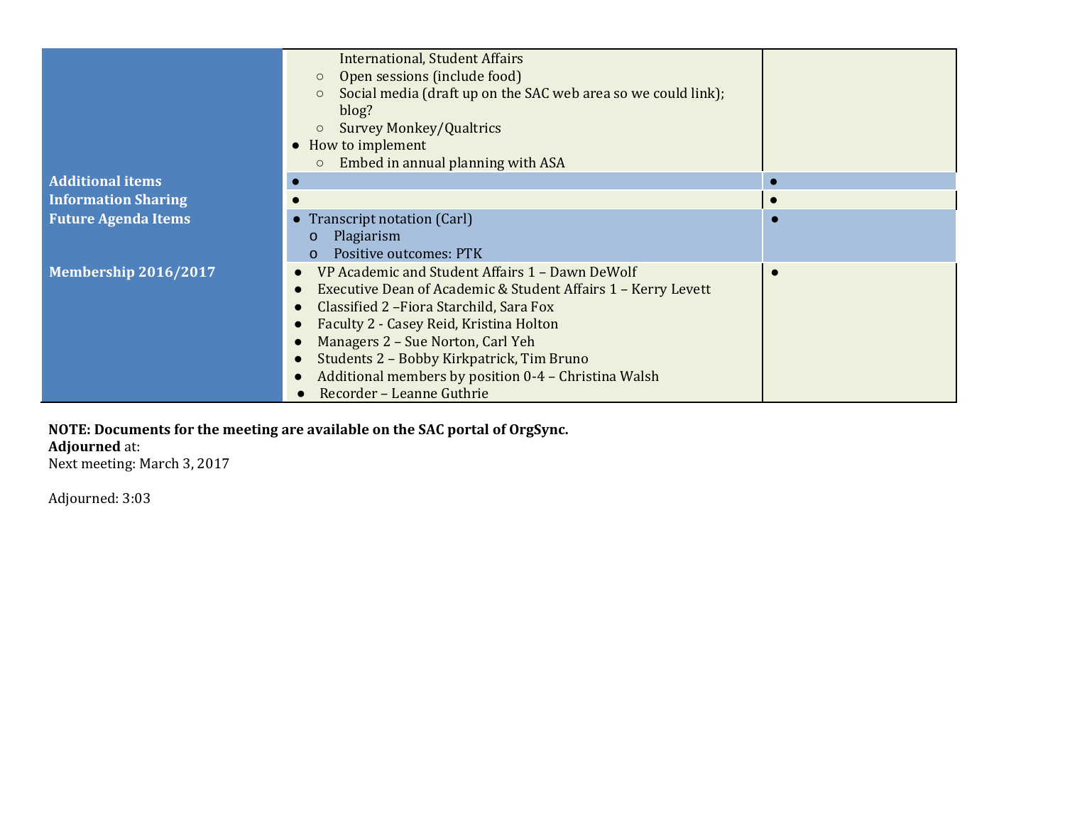| | | |
|---|---|---|
| | International, Student Affairs<br>○ Open sessions (include food)<br>○ Social media (draft up on the SAC web area so we could link); blog?<br>○ Survey Monkey/Qualtrics<br>● How to implement<br>○ Embed in annual planning with ASA | |
| **Additional items** | ● | ● |
| **Information Sharing** | ● | ● |
| **Future Agenda Items** | ● Transcript notation (Carl)<br>o Plagiarism<br>o Positive outcomes: PTK | ● |
| **Membership 2016/2017** | ● VP Academic and Student Affairs 1 – Dawn DeWolf<br>● Executive Dean of Academic & Student Affairs 1 – Kerry Levett<br>● Classified 2 –Fiora Starchild, Sara Fox<br>● Faculty 2 - Casey Reid, Kristina Holton<br>● Managers 2 – Sue Norton, Carl Yeh<br>● Students 2 – Bobby Kirkpatrick, Tim Bruno<br>● Additional members by position 0-4 – Christina Walsh<br>● Recorder – Leanne Guthrie | ● |

**NOTE: Documents for the meeting are available on the SAC portal of OrgSync.**
**Adjourned** at:
Next meeting: March 3, 2017

Adjourned: 3:03